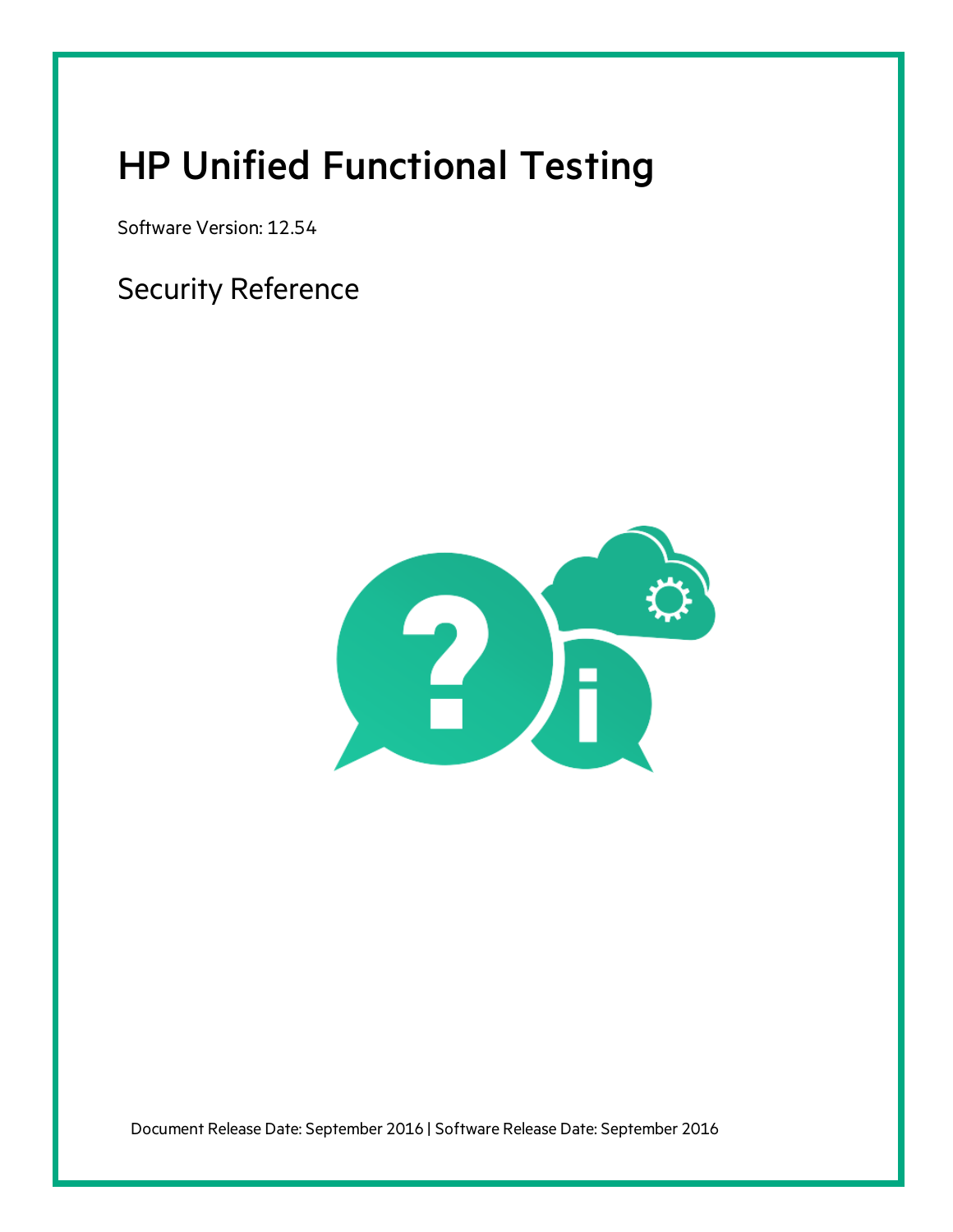# HP Unified Functional Testing

Software Version: 12.54

## Security Reference

Document Release Date: September 2016 | Software Release Date: September 2016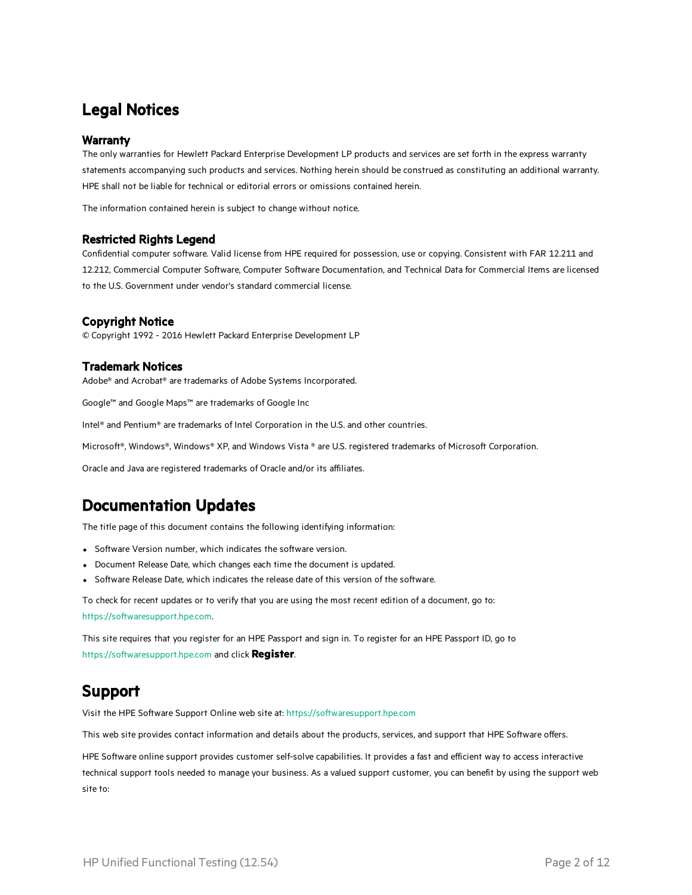# Legal Notices

### Warranty

The only warranties for Hewlett Packard Enterprise Development LP products and services are set forth in the express warranty statements accompanying such products and services. Nothing herein should be construed as constituting an additional warranty. HPE shall not be liable for technical or editorial errors or omissions contained herein.

The information contained herein is subject to change without notice.

### Restricted Rights Legend

Confidential computer software. Valid license from HPE required for possession, use or copying. Consistent with FAR 12.211 and 12.212, Commercial Computer Software, Computer Software Documentation, and Technical Data for Commercial Items are licensed to the U.S. Government under vendor's standard commercial license.

### Copyright Notice

© Copyright 1992 - 2016 Hewlett Packard Enterprise Development LP

### Trademark Notices

Adobe® and Acrobat® are trademarks of Adobe Systems Incorporated.

Google™ and Google Maps™ are trademarks of Google Inc

Intel® and Pentium® are trademarks of Intel Corporation in the U.S. and other countries.

Microsoft®, Windows®, Windows® XP, and Windows Vista ® are U.S. registered trademarks of Microsoft Corporation.

Oracle and Java are registered trademarks of Oracle and/or its affiliates.

# Documentation Updates

The title page of this document contains the following identifying information:

- Software Version number, which indicates the software version.
- Document Release Date, which changes each time the document is updated.
- Software Release Date, which indicates the release date of this version of the software.

To check for recent updates or to verify that you are using the most recent edition of a document, go to: https://softwaresupport.hpe.com.

This site requires that you register for an HPE Passport and sign in. To register for an HPE Passport ID, go to https://softwaresupport.hpe.com and click **Register**.

# Support

Visit the HPE Software Support Online web site at: https://softwaresupport.hpe.com

This web site provides contact information and details about the products, services, and support that HPE Software offers.

HPE Software online support provides customer self-solve capabilities. It provides a fast and efficient way to access interactive technical support tools needed to manage your business. As a valued support customer, you can benefit by using the support web site to: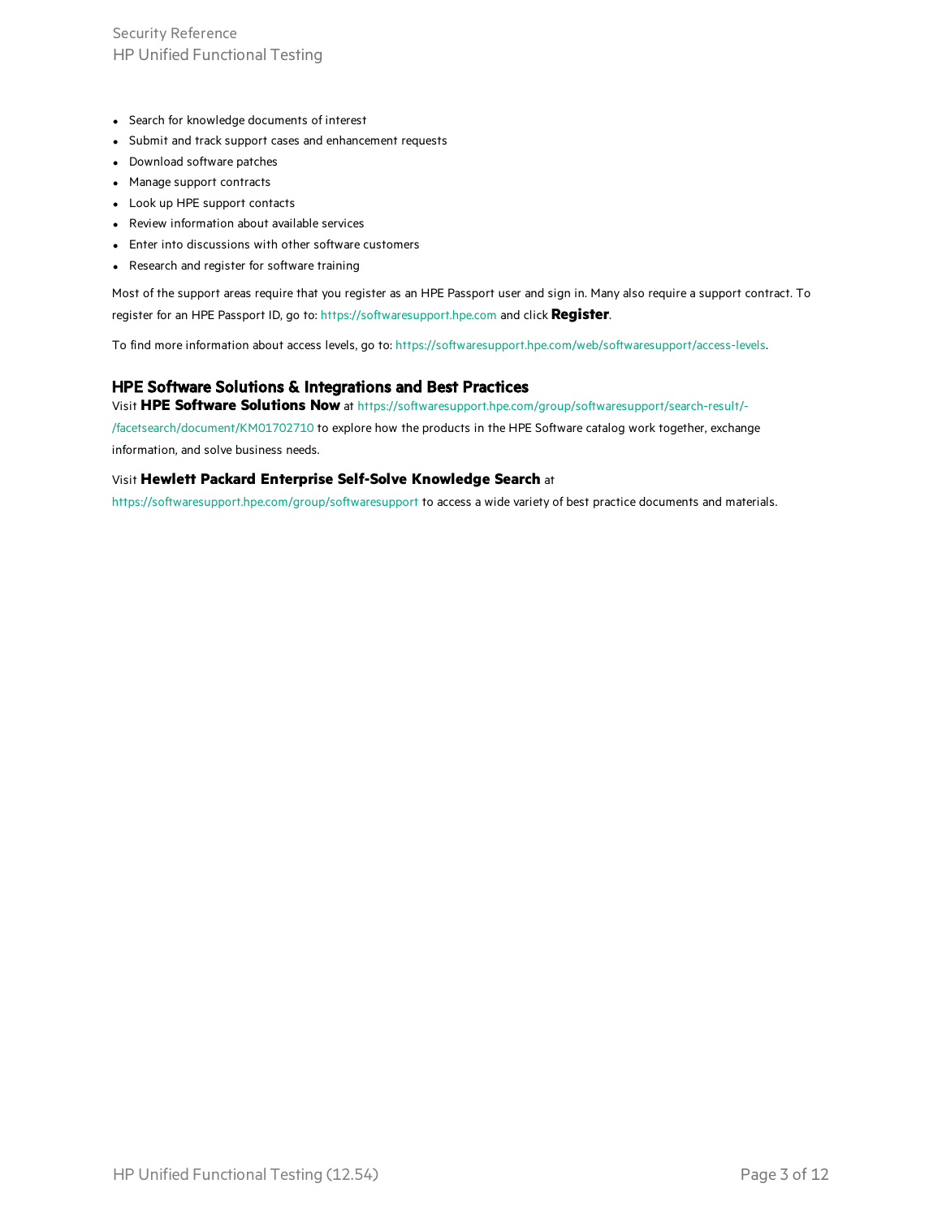- Search for knowledge documents of interest
- Submit and track support cases and enhancement requests
- Download software patches
- Manage support contracts
- Look up HPE support contacts
- Review information about available services
- Enter into discussions with other software customers
- Research and register for software training

Most of the support areas require that you register as an HPE Passport user and sign in. Many also require a support contract. To register for an HPE Passport ID, go to: https://softwaresupport.hpe.com and click **Register**.

To find more information about access levels, go to: https://softwaresupport.hpe.com/web/softwaresupport/access-levels.

## HPE Software Solutions & Integrations and Best Practices

Visit **HPE Software Solutions Now** at https://softwaresupport.hpe.com/group/softwaresupport/search-result/-/facetsearch/document/KM01702710 to explore how the products in the HPE Software catalog work together, exchange information, and solve business needs.

Visit **Hewlett Packard Enterprise Self-Solve Knowledge Search** at https://softwaresupport.hpe.com/group/softwaresupport to access a wide variety of best practice documents and materials.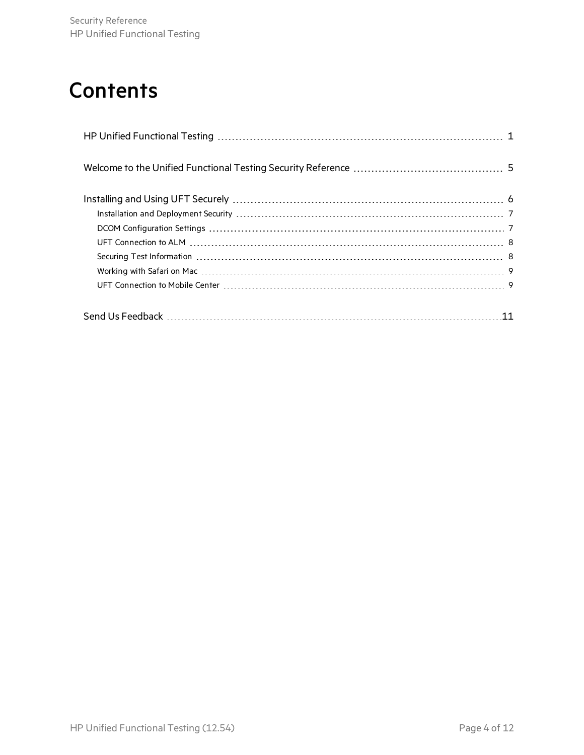# Contents

- HP Unified Functional Testing ........ 1
- Welcome to the Unified Functional Testing Security Reference ........ 5
- Installing and Using UFT Securely ........ 6
  - Installation and Deployment Security ........ 7
  - DCOM Configuration Settings ........ 7
  - UFT Connection to ALM ........ 8
  - Securing Test Information ........ 8
  - Working with Safari on Mac ........ 9
  - UFT Connection to Mobile Center ........ 9
- Send Us Feedback ........ 11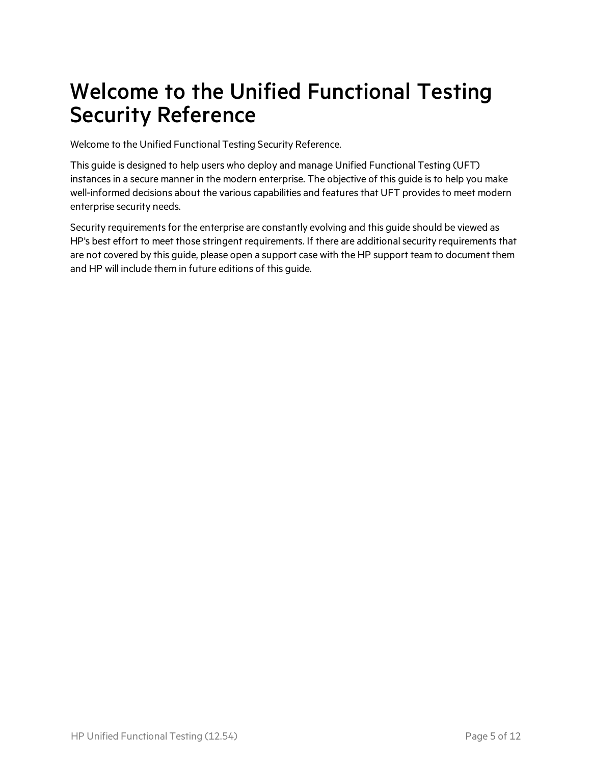# Welcome to the Unified Functional Testing Security Reference

Welcome to the Unified Functional Testing Security Reference.

This guide is designed to help users who deploy and manage Unified Functional Testing (UFT) instances in a secure manner in the modern enterprise. The objective of this guide is to help you make well-informed decisions about the various capabilities and features that UFT provides to meet modern enterprise security needs.

Security requirements for the enterprise are constantly evolving and this guide should be viewed as HP's best effort to meet those stringent requirements. If there are additional security requirements that are not covered by this guide, please open a support case with the HP support team to document them and HP will include them in future editions of this guide.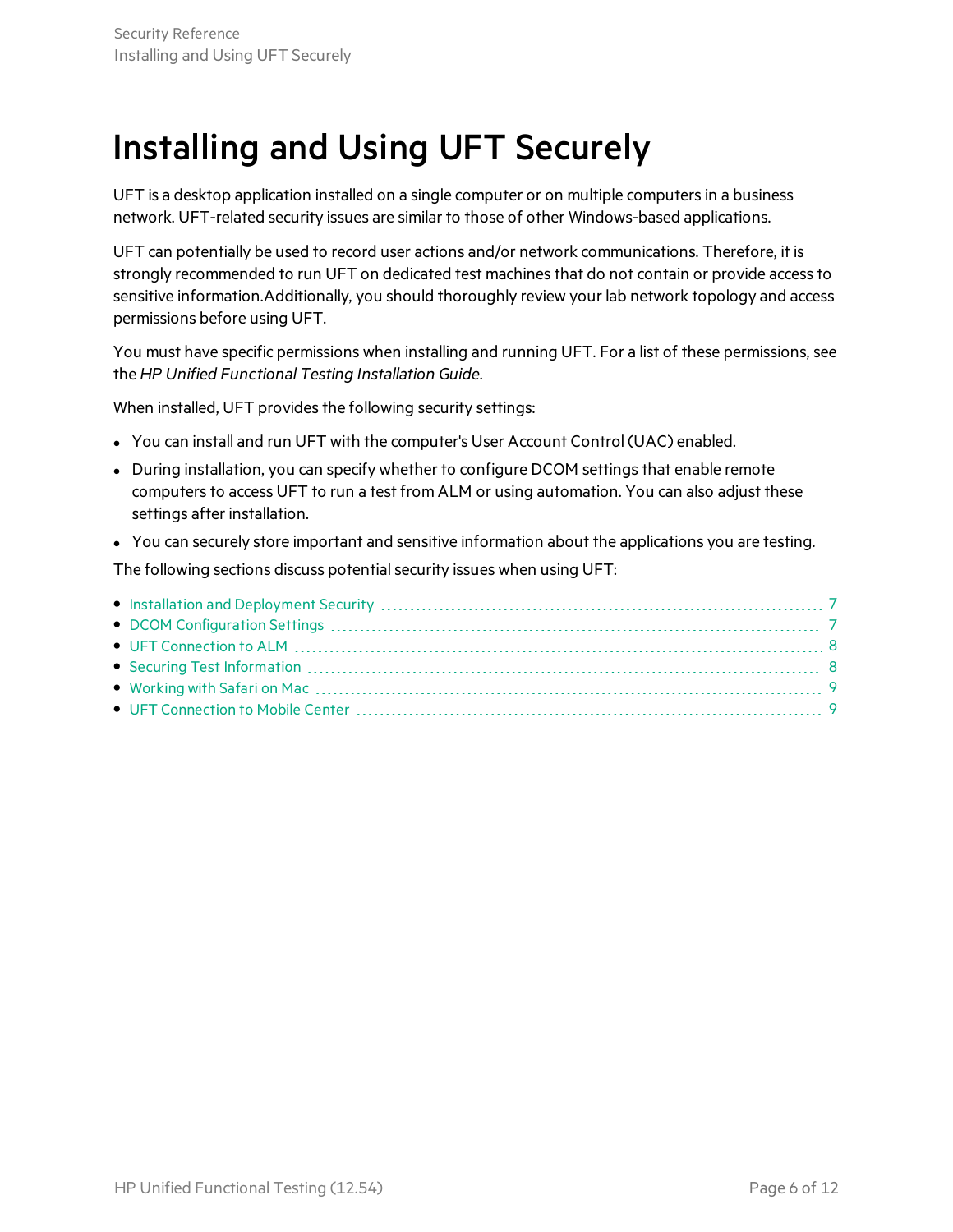# Installing and Using UFT Securely

UFT is a desktop application installed on a single computer or on multiple computers in a business network. UFT-related security issues are similar to those of other Windows-based applications.

UFT can potentially be used to record user actions and/or network communications. Therefore, it is strongly recommended to run UFT on dedicated test machines that do not contain or provide access to sensitive information.Additionally, you should thoroughly review your lab network topology and access permissions before using UFT.

You must have specific permissions when installing and running UFT. For a list of these permissions, see the *HP Unified Functional Testing Installation Guide*.

When installed, UFT provides the following security settings:

- You can install and run UFT with the computer's User Account Control (UAC) enabled.
- During installation, you can specify whether to configure DCOM settings that enable remote computers to access UFT to run a test from ALM or using automation. You can also adjust these settings after installation.
- You can securely store important and sensitive information about the applications you are testing.

The following sections discuss potential security issues when using UFT:

- Installation and Deployment Security ........ 7
- DCOM Configuration Settings ........ 7
- UFT Connection to ALM ........ 8
- Securing Test Information ........ 8
- Working with Safari on Mac ........ 9
- UFT Connection to Mobile Center ........ 9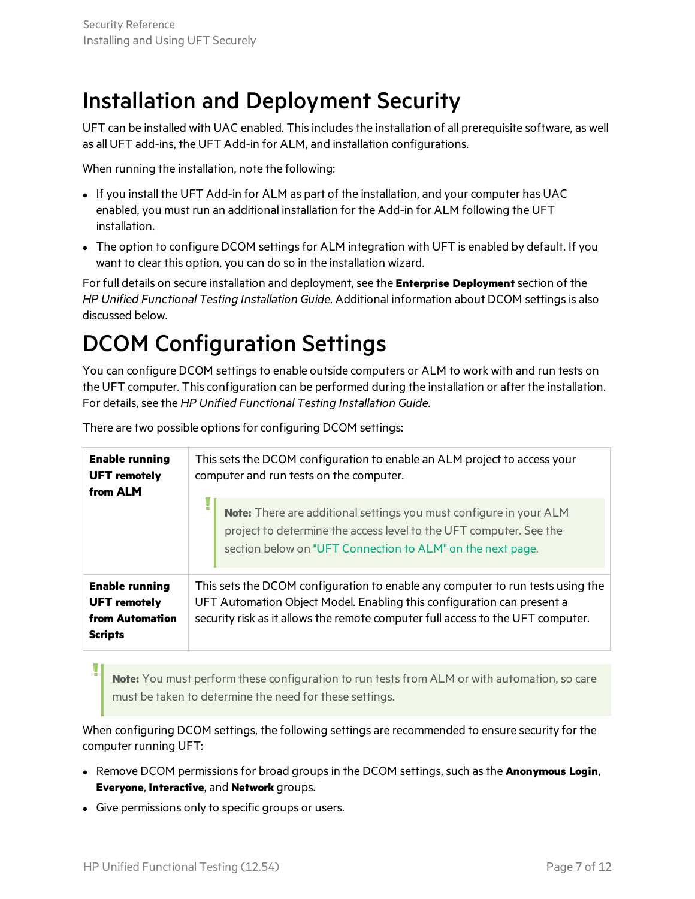# Installation and Deployment Security

UFT can be installed with UAC enabled. This includes the installation of all prerequisite software, as well as all UFT add-ins, the UFT Add-in for ALM, and installation configurations.

When running the installation, note the following:

- If you install the UFT Add-in for ALM as part of the installation, and your computer has UAC enabled, you must run an additional installation for the Add-in for ALM following the UFT installation.
- The option to configure DCOM settings for ALM integration with UFT is enabled by default. If you want to clear this option, you can do so in the installation wizard.

For full details on secure installation and deployment, see the **Enterprise Deployment** section of the *HP Unified Functional Testing Installation Guide*. Additional information about DCOM settings is also discussed below.

# DCOM Configuration Settings

You can configure DCOM settings to enable outside computers or ALM to work with and run tests on the UFT computer. This configuration can be performed during the installation or after the installation. For details, see the *HP Unified Functional Testing Installation Guide*.

There are two possible options for configuring DCOM settings:

| | |
|---|---|
| **Enable running UFT remotely from ALM** | This sets the DCOM configuration to enable an ALM project to access your computer and run tests on the computer. **Note:** There are additional settings you must configure in your ALM project to determine the access level to the UFT computer. See the section below on "UFT Connection to ALM" on the next page. |
| **Enable running UFT remotely from Automation Scripts** | This sets the DCOM configuration to enable any computer to run tests using the UFT Automation Object Model. Enabling this configuration can present a security risk as it allows the remote computer full access to the UFT computer. |

> **Note:** You must perform these configuration to run tests from ALM or with automation, so care must be taken to determine the need for these settings.

When configuring DCOM settings, the following settings are recommended to ensure security for the computer running UFT:

- Remove DCOM permissions for broad groups in the DCOM settings, such as the **Anonymous Login**, **Everyone**, **Interactive**, and **Network** groups.
- Give permissions only to specific groups or users.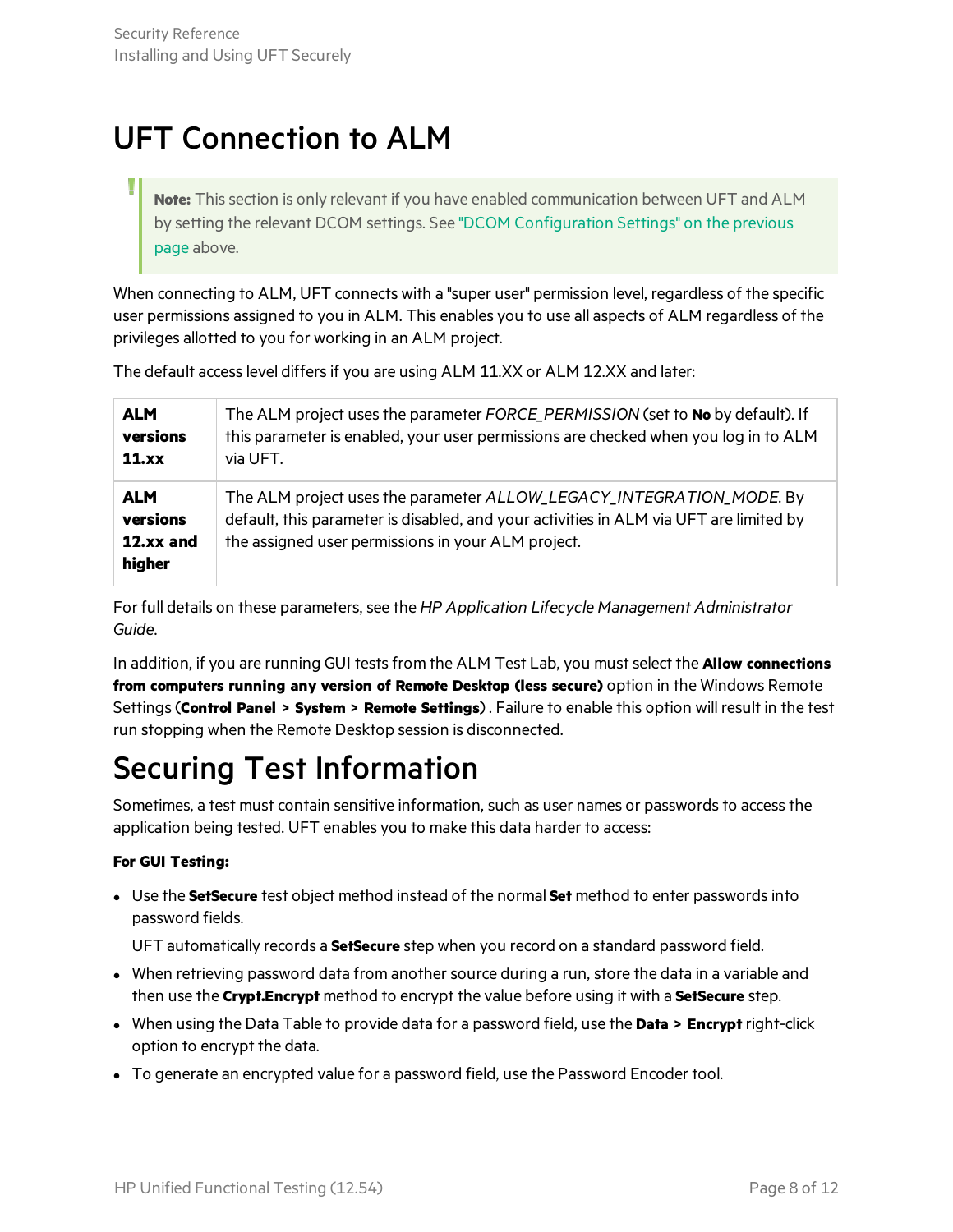# UFT Connection to ALM

> **Note:** This section is only relevant if you have enabled communication between UFT and ALM by setting the relevant DCOM settings. See "DCOM Configuration Settings" on the previous page above.

When connecting to ALM, UFT connects with a "super user" permission level, regardless of the specific user permissions assigned to you in ALM. This enables you to use all aspects of ALM regardless of the privileges allotted to you for working in an ALM project.

The default access level differs if you are using ALM 11.XX or ALM 12.XX and later:

| | |
|---|---|
| **ALM versions 11.xx** | The ALM project uses the parameter *FORCE_PERMISSION* (set to **No** by default). If this parameter is enabled, your user permissions are checked when you log in to ALM via UFT. |
| **ALM versions 12.xx and higher** | The ALM project uses the parameter *ALLOW_LEGACY_INTEGRATION_MODE*. By default, this parameter is disabled, and your activities in ALM via UFT are limited by the assigned user permissions in your ALM project. |

For full details on these parameters, see the *HP Application Lifecycle Management Administrator Guide*.

In addition, if you are running GUI tests from the ALM Test Lab, you must select the **Allow connections from computers running any version of Remote Desktop (less secure)** option in the Windows Remote Settings (**Control Panel > System > Remote Settings**). Failure to enable this option will result in the test run stopping when the Remote Desktop session is disconnected.

# Securing Test Information

Sometimes, a test must contain sensitive information, such as user names or passwords to access the application being tested. UFT enables you to make this data harder to access:

**For GUI Testing:**

- Use the **SetSecure** test object method instead of the normal **Set** method to enter passwords into password fields.

  UFT automatically records a **SetSecure** step when you record on a standard password field.

- When retrieving password data from another source during a run, store the data in a variable and then use the **Crypt.Encrypt** method to encrypt the value before using it with a **SetSecure** step.
- When using the Data Table to provide data for a password field, use the **Data > Encrypt** right-click option to encrypt the data.
- To generate an encrypted value for a password field, use the Password Encoder tool.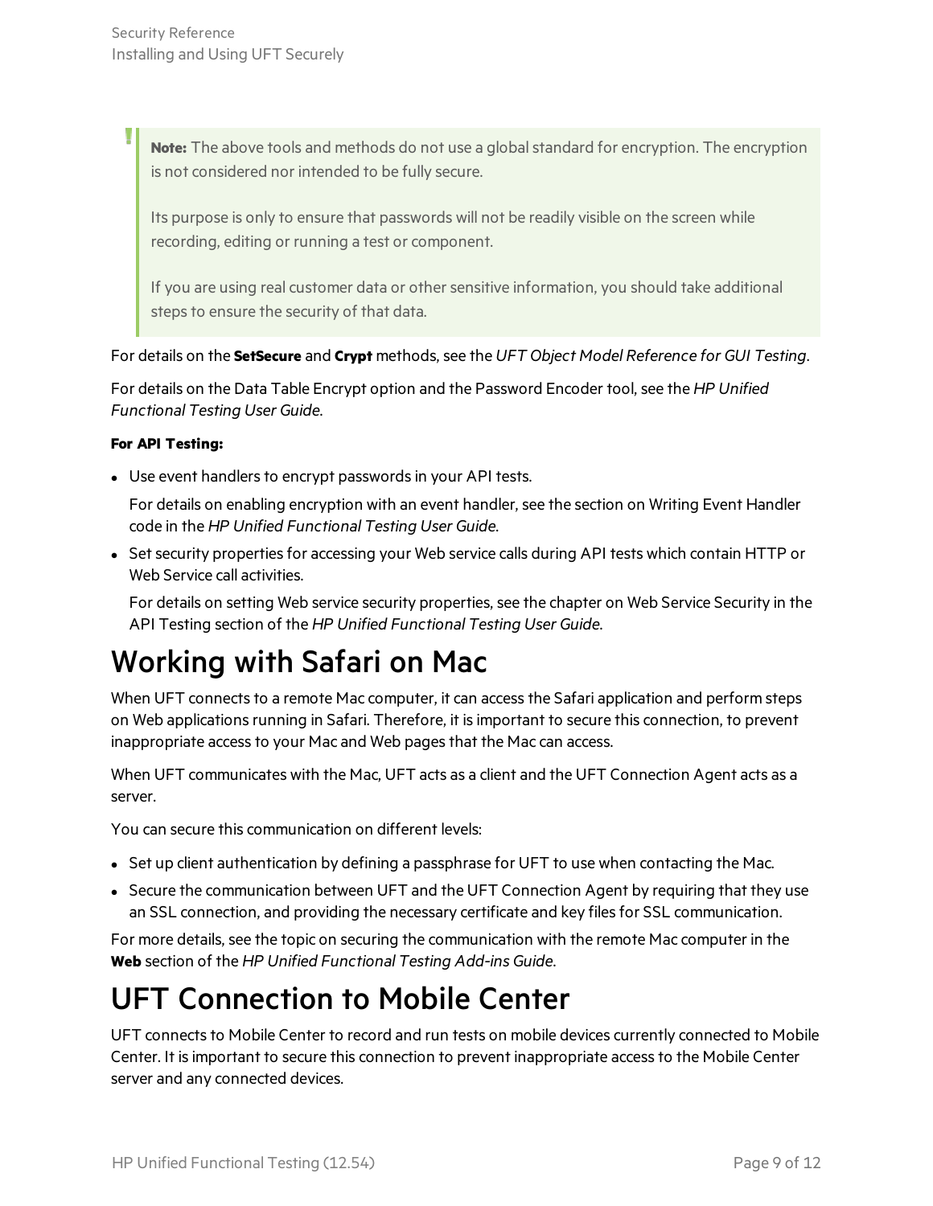> **Note:** The above tools and methods do not use a global standard for encryption. The encryption is not considered nor intended to be fully secure.
>
> Its purpose is only to ensure that passwords will not be readily visible on the screen while recording, editing or running a test or component.
>
> If you are using real customer data or other sensitive information, you should take additional steps to ensure the security of that data.

For details on the **SetSecure** and **Crypt** methods, see the *UFT Object Model Reference for GUI Testing*.

For details on the Data Table Encrypt option and the Password Encoder tool, see the *HP Unified Functional Testing User Guide*.

**For API Testing:**

- Use event handlers to encrypt passwords in your API tests.

  For details on enabling encryption with an event handler, see the section on Writing Event Handler code in the *HP Unified Functional Testing User Guide*.

- Set security properties for accessing your Web service calls during API tests which contain HTTP or Web Service call activities.

  For details on setting Web service security properties, see the chapter on Web Service Security in the API Testing section of the *HP Unified Functional Testing User Guide*.

# Working with Safari on Mac

When UFT connects to a remote Mac computer, it can access the Safari application and perform steps on Web applications running in Safari. Therefore, it is important to secure this connection, to prevent inappropriate access to your Mac and Web pages that the Mac can access.

When UFT communicates with the Mac, UFT acts as a client and the UFT Connection Agent acts as a server.

You can secure this communication on different levels:

- Set up client authentication by defining a passphrase for UFT to use when contacting the Mac.
- Secure the communication between UFT and the UFT Connection Agent by requiring that they use an SSL connection, and providing the necessary certificate and key files for SSL communication.

For more details, see the topic on securing the communication with the remote Mac computer in the **Web** section of the *HP Unified Functional Testing Add-ins Guide*.

# UFT Connection to Mobile Center

UFT connects to Mobile Center to record and run tests on mobile devices currently connected to Mobile Center. It is important to secure this connection to prevent inappropriate access to the Mobile Center server and any connected devices.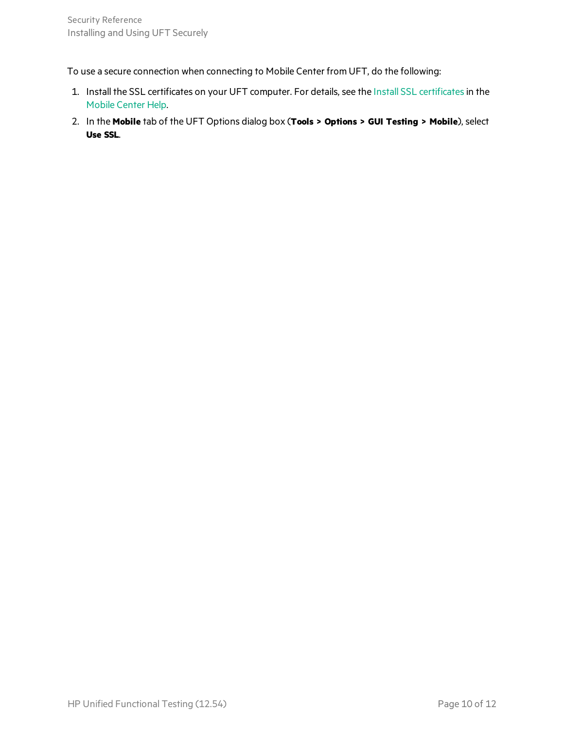To use a secure connection when connecting to Mobile Center from UFT, do the following:

1. Install the SSL certificates on your UFT computer. For details, see the Install SSL certificates in the Mobile Center Help.
2. In the **Mobile** tab of the UFT Options dialog box (**Tools > Options > GUI Testing > Mobile**), select **Use SSL**.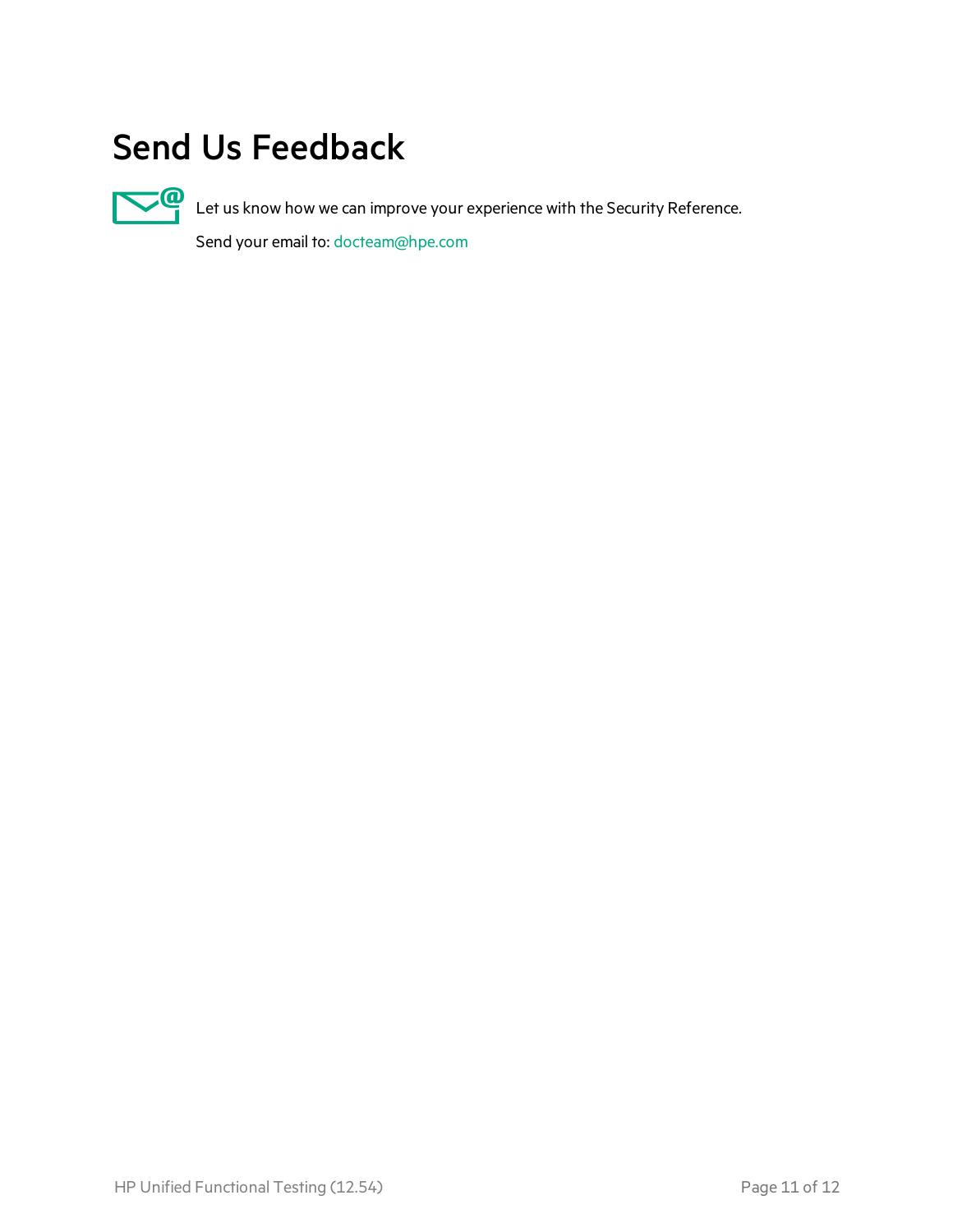# Send Us Feedback

Let us know how we can improve your experience with the Security Reference.

Send your email to: docteam@hpe.com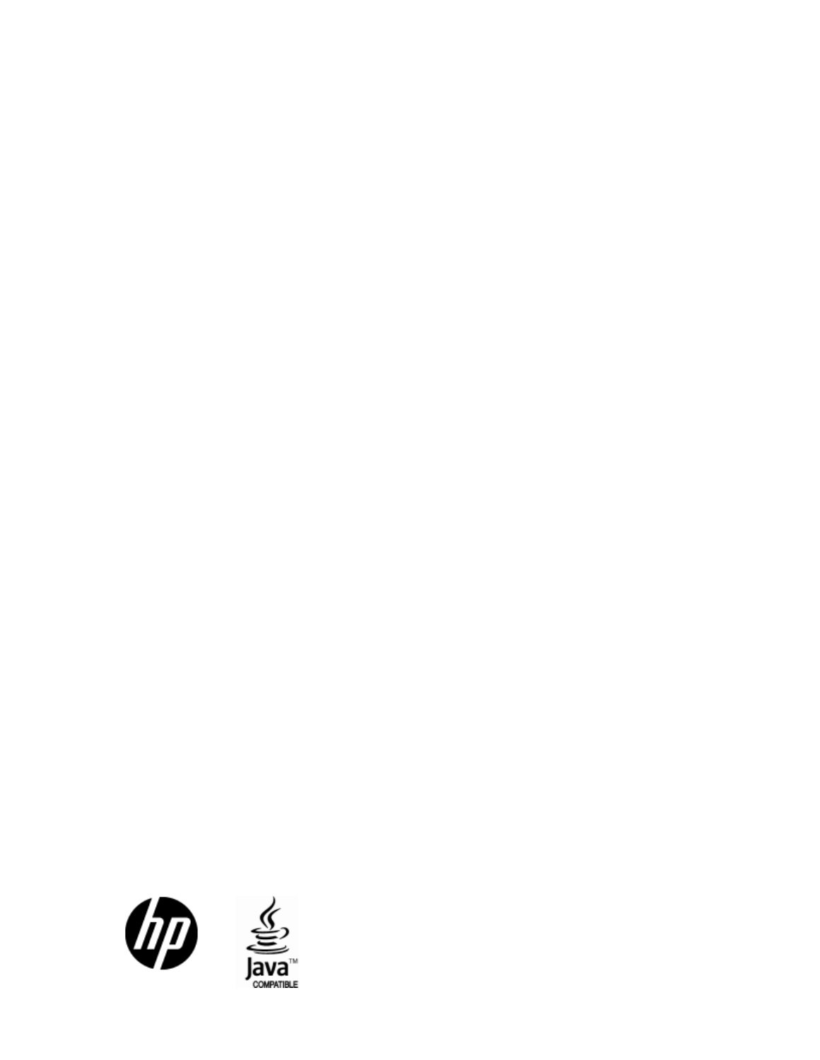Java™

COMPATIBLE